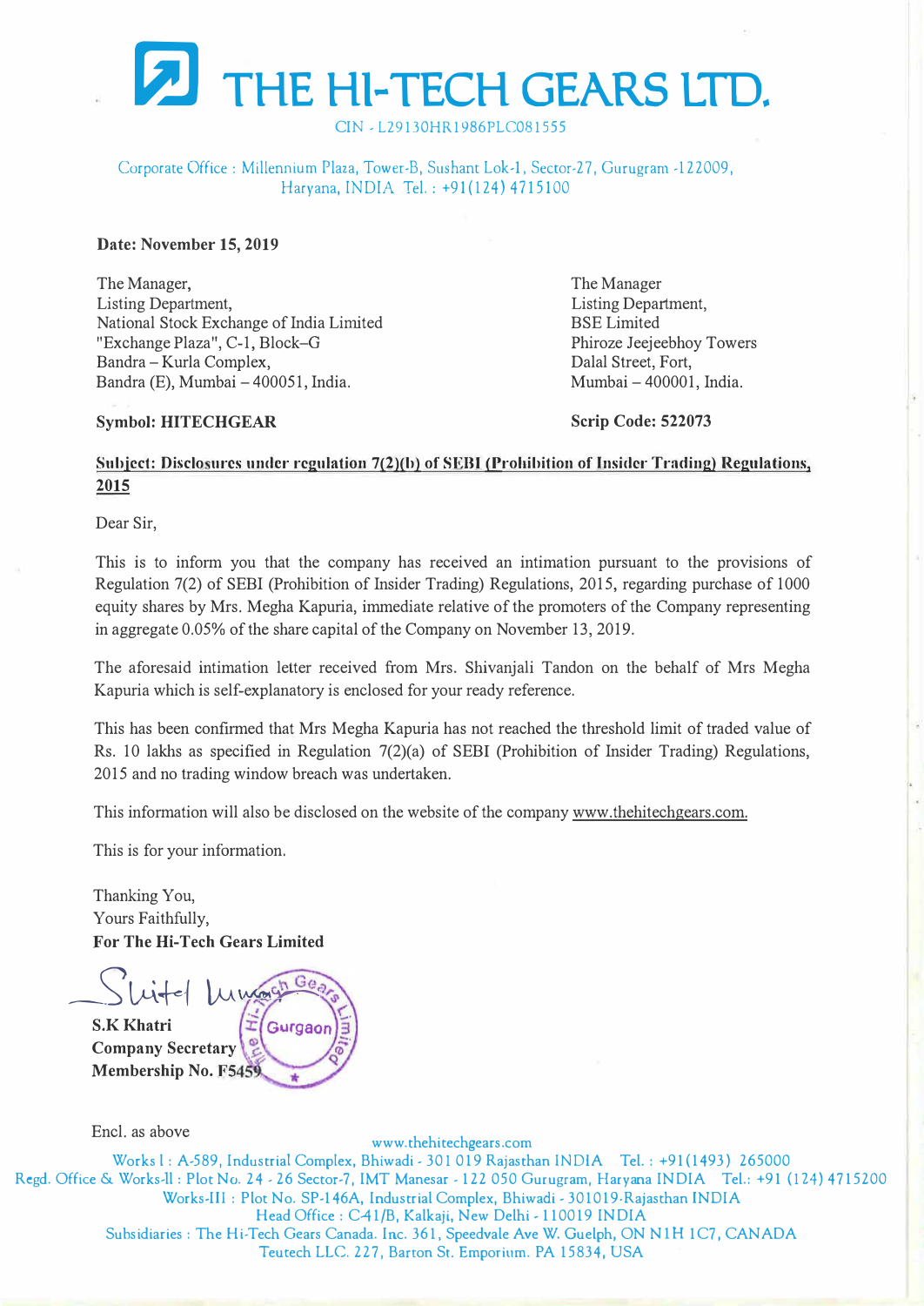# THE HI-TECH GEARS LTD.

CIN - L29130HR1986PLC081555

Corporate Office : Millennium Plaza, Tower-B, Sushant Lok-1, Sector-27, Gurugram -122009, Haryana, INDIA Tel. : +91(124) 4715100

**Date: November 15, 2019**

The Manager,
Listing Department,
National Stock Exchange of India Limited
"Exchange Plaza", C-1, Block–G
Bandra – Kurla Complex,
Bandra (E), Mumbai – 400051, India.

**Symbol: HITECHGEAR**

The Manager
Listing Department,
BSE Limited
Phiroze Jeejeebhoy Towers
Dalal Street, Fort,
Mumbai – 400001, India.

**Scrip Code: 522073**

**Subject: Disclosures under regulation 7(2)(b) of SEBI (Prohibition of Insider Trading) Regulations, 2015**

Dear Sir,

This is to inform you that the company has received an intimation pursuant to the provisions of Regulation 7(2) of SEBI (Prohibition of Insider Trading) Regulations, 2015, regarding purchase of 1000 equity shares by Mrs. Megha Kapuria, immediate relative of the promoters of the Company representing in aggregate 0.05% of the share capital of the Company on November 13, 2019.

The aforesaid intimation letter received from Mrs. Shivanjali Tandon on the behalf of Mrs Megha Kapuria which is self-explanatory is enclosed for your ready reference.

This has been confirmed that Mrs Megha Kapuria has not reached the threshold limit of traded value of Rs. 10 lakhs as specified in Regulation 7(2)(a) of SEBI (Prohibition of Insider Trading) Regulations, 2015 and no trading window breach was undertaken.

This information will also be disclosed on the website of the company www.thehitechgears.com.

This is for your information.

Thanking You,
Yours Faithfully,
**For The Hi-Tech Gears Limited**

**S.K Khatri**
**Company Secretary**
**Membership No. F5459**

Encl. as above

www.thehitechgears.com
Works I : A-589, Industrial Complex, Bhiwadi - 301 019 Rajasthan INDIA Tel. : +91(1493) 265000
Regd. Office & Works-II : Plot No. 24 - 26 Sector-7, IMT Manesar - 122 050 Gurugram, Haryana INDIA Tel.: +91 (124) 4715200
Works-III : Plot No. SP-146A, Industrial Complex, Bhiwadi - 301019-Rajasthan INDIA
Head Office : C-41/B, Kalkaji, New Delhi - 110019 INDIA
Subsidiaries : The Hi-Tech Gears Canada. Inc. 361, Speedvale Ave W. Guelph, ON N1H 1C7, CANADA
Teutech LLC. 227, Barton St. Emporium. PA 15834, USA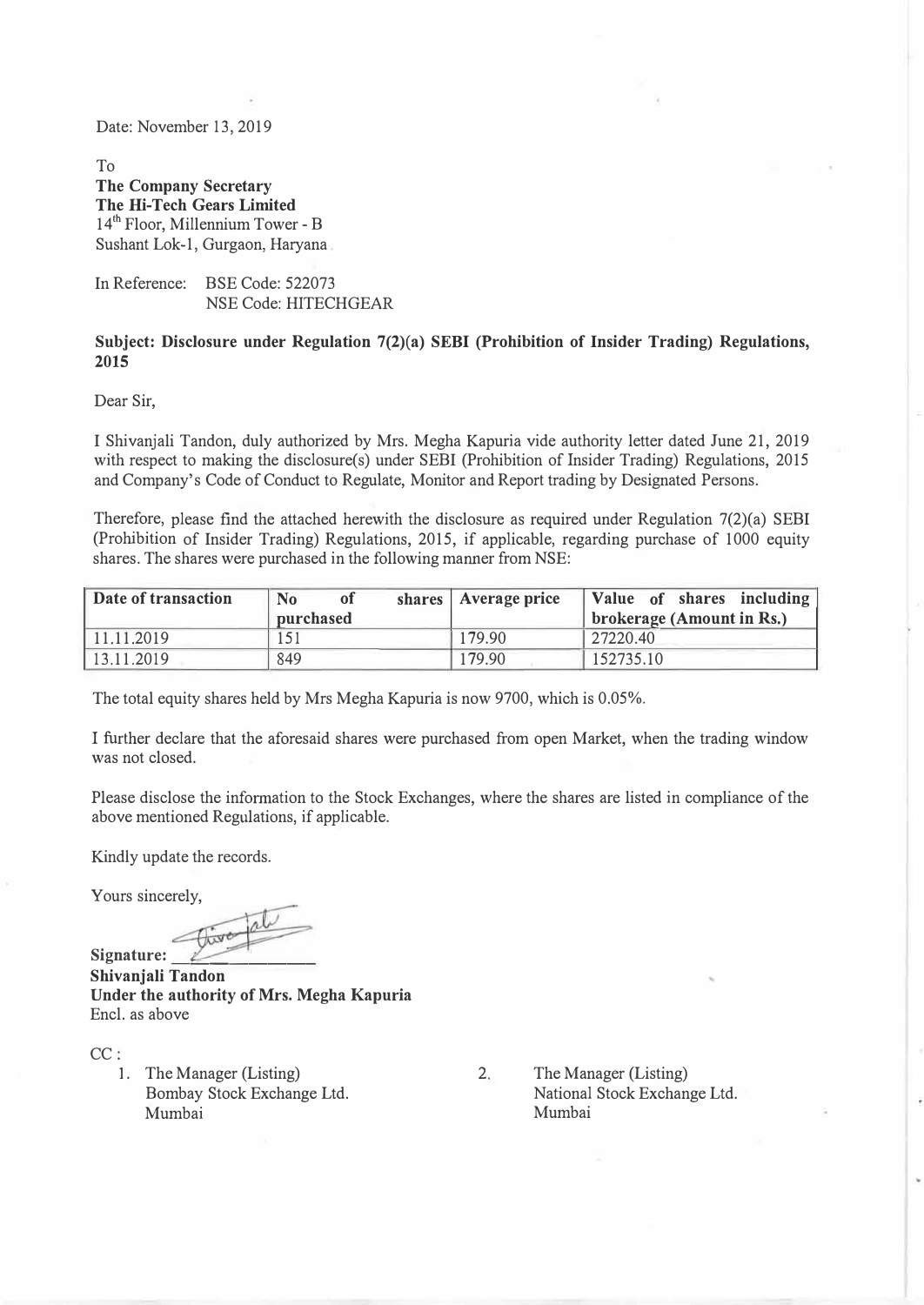Date: November 13, 2019

To
**The Company Secretary**
**The Hi-Tech Gears Limited**
14th Floor, Millennium Tower - B
Sushant Lok-1, Gurgaon, Haryana

In Reference: BSE Code: 522073
NSE Code: HITECHGEAR

**Subject: Disclosure under Regulation 7(2)(a) SEBI (Prohibition of Insider Trading) Regulations, 2015**

Dear Sir,

I Shivanjali Tandon, duly authorized by Mrs. Megha Kapuria vide authority letter dated June 21, 2019 with respect to making the disclosure(s) under SEBI (Prohibition of Insider Trading) Regulations, 2015 and Company's Code of Conduct to Regulate, Monitor and Report trading by Designated Persons.

Therefore, please find the attached herewith the disclosure as required under Regulation 7(2)(a) SEBI (Prohibition of Insider Trading) Regulations, 2015, if applicable, regarding purchase of 1000 equity shares. The shares were purchased in the following manner from NSE:

| Date of transaction | No of shares purchased | Average price | Value of shares including brokerage (Amount in Rs.) |
|---|---|---|---|
| 11.11.2019 | 151 | 179.90 | 27220.40 |
| 13.11.2019 | 849 | 179.90 | 152735.10 |

The total equity shares held by Mrs Megha Kapuria is now 9700, which is 0.05%.

I further declare that the aforesaid shares were purchased from open Market, when the trading window was not closed.

Please disclose the information to the Stock Exchanges, where the shares are listed in compliance of the above mentioned Regulations, if applicable.

Kindly update the records.

Yours sincerely,

**Signature:** ______________
**Shivanjali Tandon**
**Under the authority of Mrs. Megha Kapuria**
Encl. as above

CC :

1. The Manager (Listing)
   Bombay Stock Exchange Ltd.
   Mumbai

2. The Manager (Listing)
   National Stock Exchange Ltd.
   Mumbai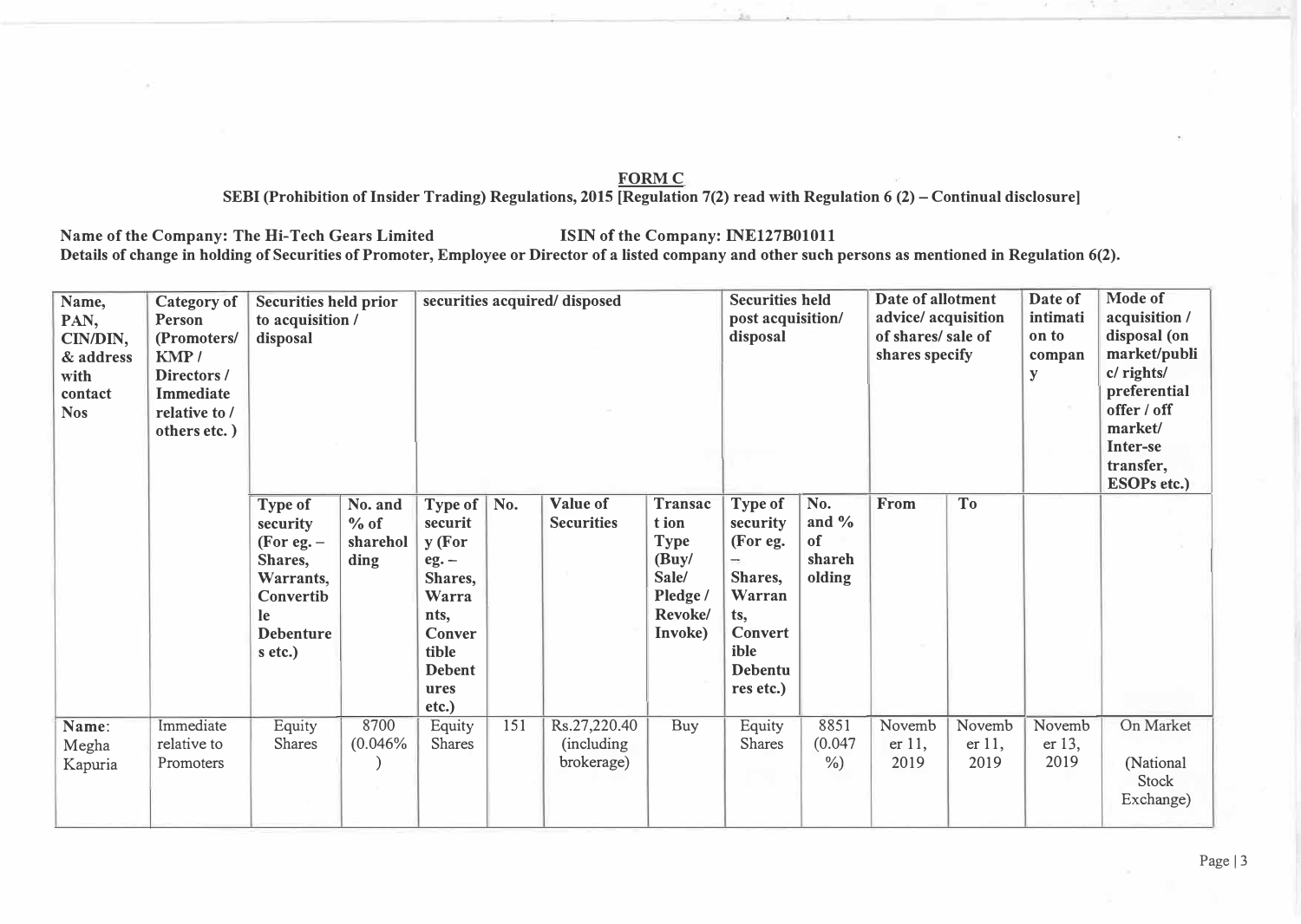**FORM C**

**SEBI (Prohibition of Insider Trading) Regulations, 2015 [Regulation 7(2) read with Regulation 6 (2) – Continual disclosure]**

**Name of the Company: The Hi-Tech Gears Limited ISIN of the Company: INE127B01011**

**Details of change in holding of Securities of Promoter, Employee or Director of a listed company and other such persons as mentioned in Regulation 6(2).**

| Name, PAN, CIN/DIN, & address with contact Nos | Category of Person (Promoters/ KMP / Directors / Immediate relative to / others etc. ) | Securities held prior to acquisition / disposal | | securities acquired/ disposed | | | | Securities held post acquisition/ disposal | | Date of allotment advice/ acquisition of shares/ sale of shares specify | | Date of intimation to company | Mode of acquisition / disposal (on market/public/ rights/ preferential offer / off market/ Inter-se transfer, ESOPs etc.) |
|---|---|---|---|---|---|---|---|---|---|---|---|---|---|
| | | Type of security (For eg. – Shares, Warrants, Convertible Debentures etc.) | No. and % of shareholding | Type of security (For eg. – Shares, Warrants, Convertible Debentures etc.) | No. | Value of Securities | Transaction Type (Buy/ Sale/ Pledge / Revoke/ Invoke) | Type of security (For eg. – Shares, Warrants, Convertible Debentures etc.) | No. and % of shareholding | From | To | | |
| **Name**: Megha Kapuria | Immediate relative to Promoters | Equity Shares | 8700 (0.046%) | Equity Shares | 151 | Rs.27,220.40 (including brokerage) | Buy | Equity Shares | 8851 (0.047%) | November 11, 2019 | November 11, 2019 | November 13, 2019 | On Market (National Stock Exchange) |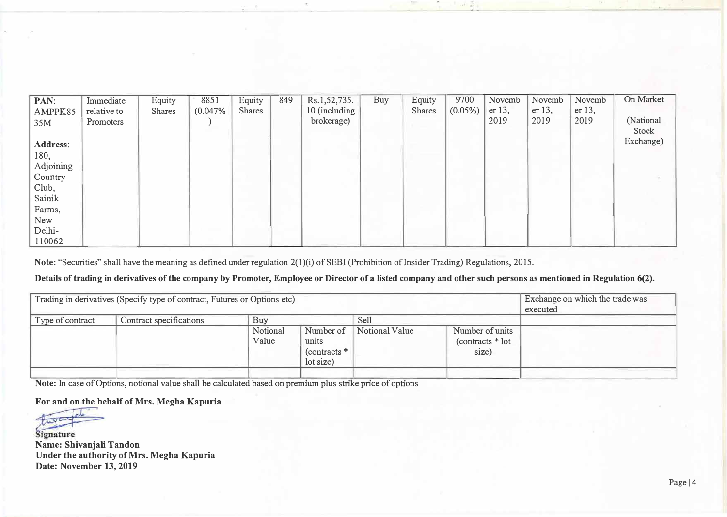| | | | | | | | | | | | | | |
|---|---|---|---|---|---|---|---|---|---|---|---|---|---|
| **PAN**: AMPPK8535M<br><br>**Address**: 180, Adjoining Country Club, Sainik Farms, New Delhi-110062 | Immediate relative to Promoters | Equity Shares | 8851 (0.047%) | Equity Shares | 849 | Rs.1,52,735.10 (including brokerage) | Buy | Equity Shares | 9700 (0.05%) | November 13, 2019 | November 13, 2019 | November 13, 2019 | On Market<br><br>(National Stock Exchange) |

**Note:** "Securities" shall have the meaning as defined under regulation 2(1)(i) of SEBI (Prohibition of Insider Trading) Regulations, 2015.

**Details of trading in derivatives of the company by Promoter, Employee or Director of a listed company and other such persons as mentioned in Regulation 6(2).**

| Trading in derivatives (Specify type of contract, Futures or Options etc) | | | | | | Exchange on which the trade was executed |
|---|---|---|---|---|---|---|
| Type of contract | Contract specifications | Buy | | Sell | | |
| | | Notional Value | Number of units (contracts * lot size) | Notional Value | Number of units (contracts * lot size) | |
| | | | | | | |

**Note:** In case of Options, notional value shall be calculated based on premium plus strike price of options

**For and on the behalf of Mrs. Megha Kapuria**

**Signature**
**Name: Shivanjali Tandon**
**Under the authority of Mrs. Megha Kapuria**
**Date: November 13, 2019**